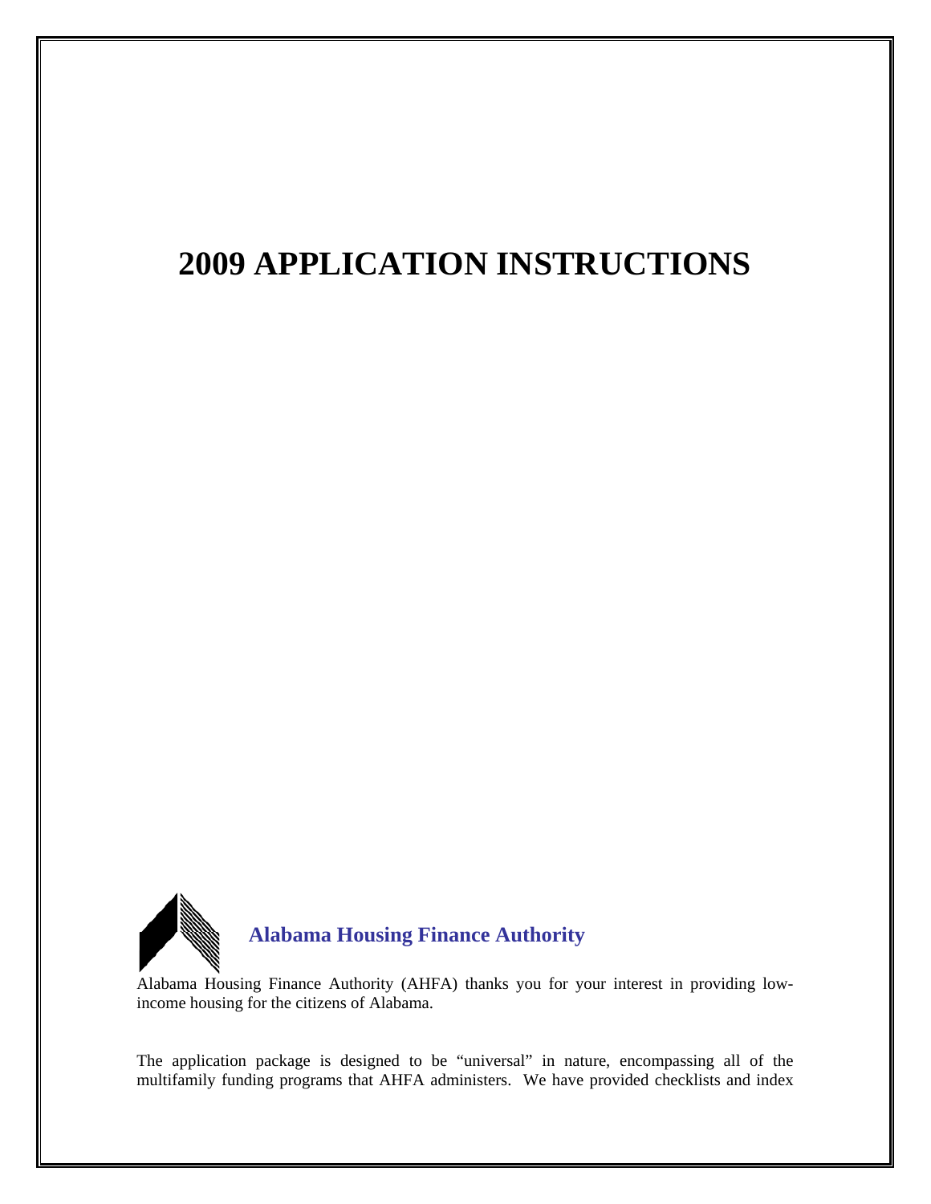# 2009 APPLICATION INSTRUCTIONS

**Alabama Housing Finance Authority**

Alabama Housing Finance Authority (AHFA) thanks you for your interest in providing low-income housing for the citizens of Alabama.

The application package is designed to be "universal" in nature, encompassing all of the multifamily funding programs that AHFA administers. We have provided checklists and index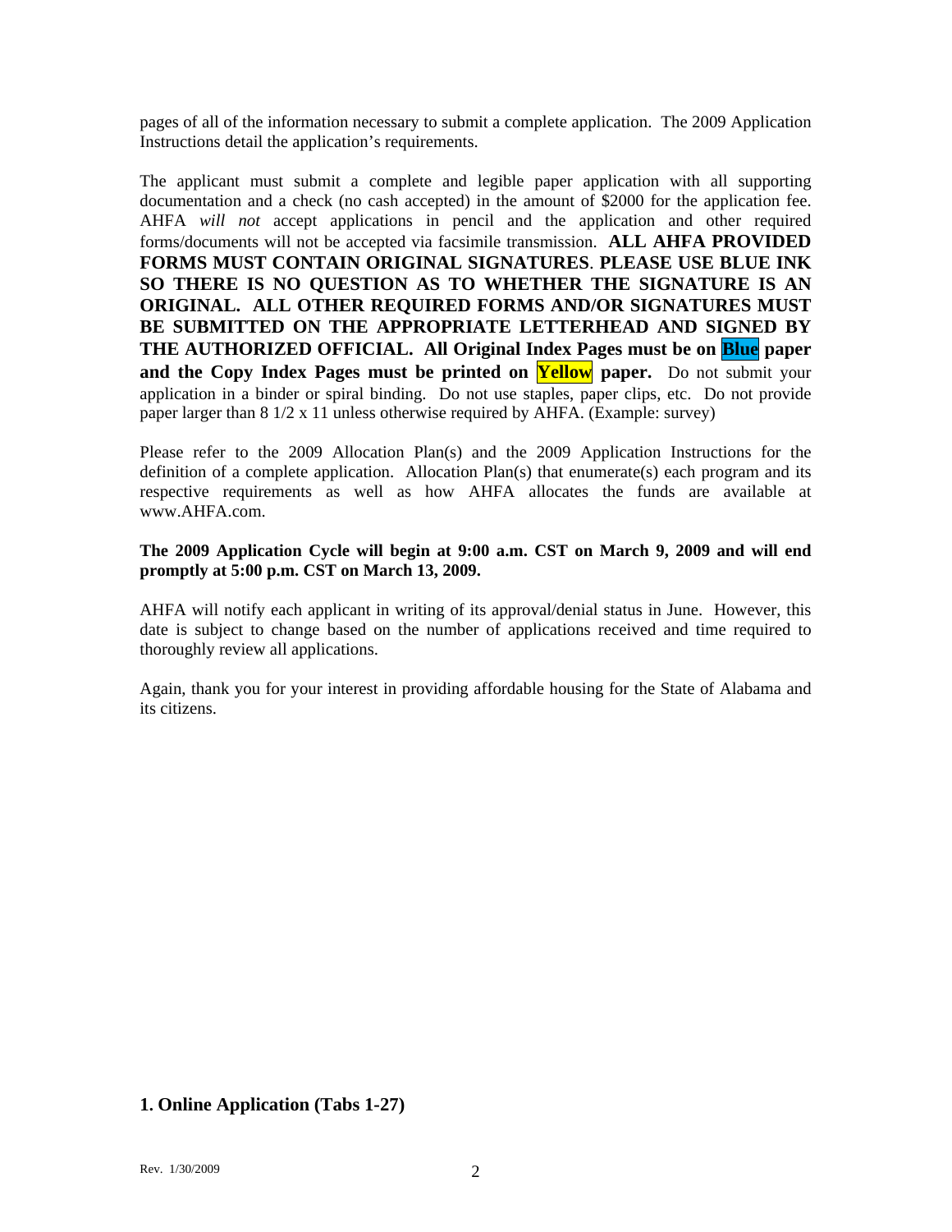pages of all of the information necessary to submit a complete application. The 2009 Application Instructions detail the application's requirements.

The applicant must submit a complete and legible paper application with all supporting documentation and a check (no cash accepted) in the amount of $2000 for the application fee. AHFA *will not* accept applications in pencil and the application and other required forms/documents will not be accepted via facsimile transmission. **ALL AHFA PROVIDED FORMS MUST CONTAIN ORIGINAL SIGNATURES**. **PLEASE USE BLUE INK SO THERE IS NO QUESTION AS TO WHETHER THE SIGNATURE IS AN ORIGINAL. ALL OTHER REQUIRED FORMS AND/OR SIGNATURES MUST BE SUBMITTED ON THE APPROPRIATE LETTERHEAD AND SIGNED BY THE AUTHORIZED OFFICIAL. All Original Index Pages must be on Blue paper and the Copy Index Pages must be printed on Yellow paper.** Do not submit your application in a binder or spiral binding. Do not use staples, paper clips, etc. Do not provide paper larger than 8 1/2 x 11 unless otherwise required by AHFA. (Example: survey)

Please refer to the 2009 Allocation Plan(s) and the 2009 Application Instructions for the definition of a complete application. Allocation Plan(s) that enumerate(s) each program and its respective requirements as well as how AHFA allocates the funds are available at www.AHFA.com.

**The 2009 Application Cycle will begin at 9:00 a.m. CST on March 9, 2009 and will end promptly at 5:00 p.m. CST on March 13, 2009.**

AHFA will notify each applicant in writing of its approval/denial status in June. However, this date is subject to change based on the number of applications received and time required to thoroughly review all applications.

Again, thank you for your interest in providing affordable housing for the State of Alabama and its citizens.

## 1. Online Application (Tabs 1-27)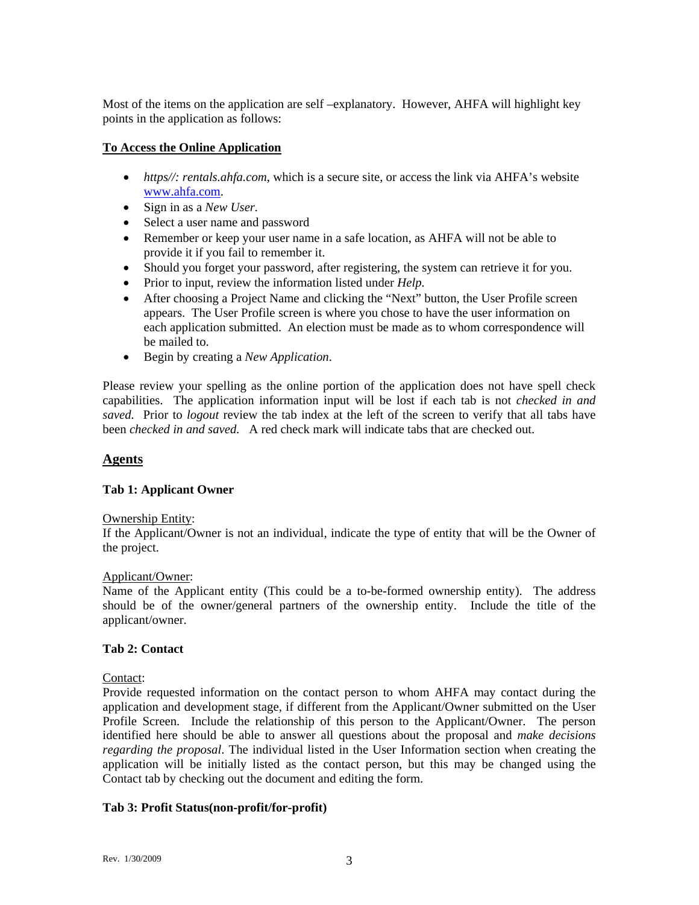Most of the items on the application are self –explanatory. However, AHFA will highlight key points in the application as follows:

**To Access the Online Application**

- *https//: rentals.ahfa.com*, which is a secure site, or access the link via AHFA's website www.ahfa.com.
- Sign in as a *New User.*
- Select a user name and password
- Remember or keep your user name in a safe location, as AHFA will not be able to provide it if you fail to remember it.
- Should you forget your password, after registering, the system can retrieve it for you.
- Prior to input, review the information listed under *Help.*
- After choosing a Project Name and clicking the "Next" button, the User Profile screen appears. The User Profile screen is where you chose to have the user information on each application submitted. An election must be made as to whom correspondence will be mailed to.
- Begin by creating a *New Application*.

Please review your spelling as the online portion of the application does not have spell check capabilities. The application information input will be lost if each tab is not *checked in and saved.* Prior to *logout* review the tab index at the left of the screen to verify that all tabs have been *checked in and saved.* A red check mark will indicate tabs that are checked out.

## Agents

### Tab 1: Applicant Owner

Ownership Entity:
If the Applicant/Owner is not an individual, indicate the type of entity that will be the Owner of the project.

Applicant/Owner:
Name of the Applicant entity (This could be a to-be-formed ownership entity). The address should be of the owner/general partners of the ownership entity. Include the title of the applicant/owner.

### Tab 2: Contact

Contact:
Provide requested information on the contact person to whom AHFA may contact during the application and development stage, if different from the Applicant/Owner submitted on the User Profile Screen. Include the relationship of this person to the Applicant/Owner. The person identified here should be able to answer all questions about the proposal and *make decisions regarding the proposal*. The individual listed in the User Information section when creating the application will be initially listed as the contact person, but this may be changed using the Contact tab by checking out the document and editing the form.

### Tab 3: Profit Status(non-profit/for-profit)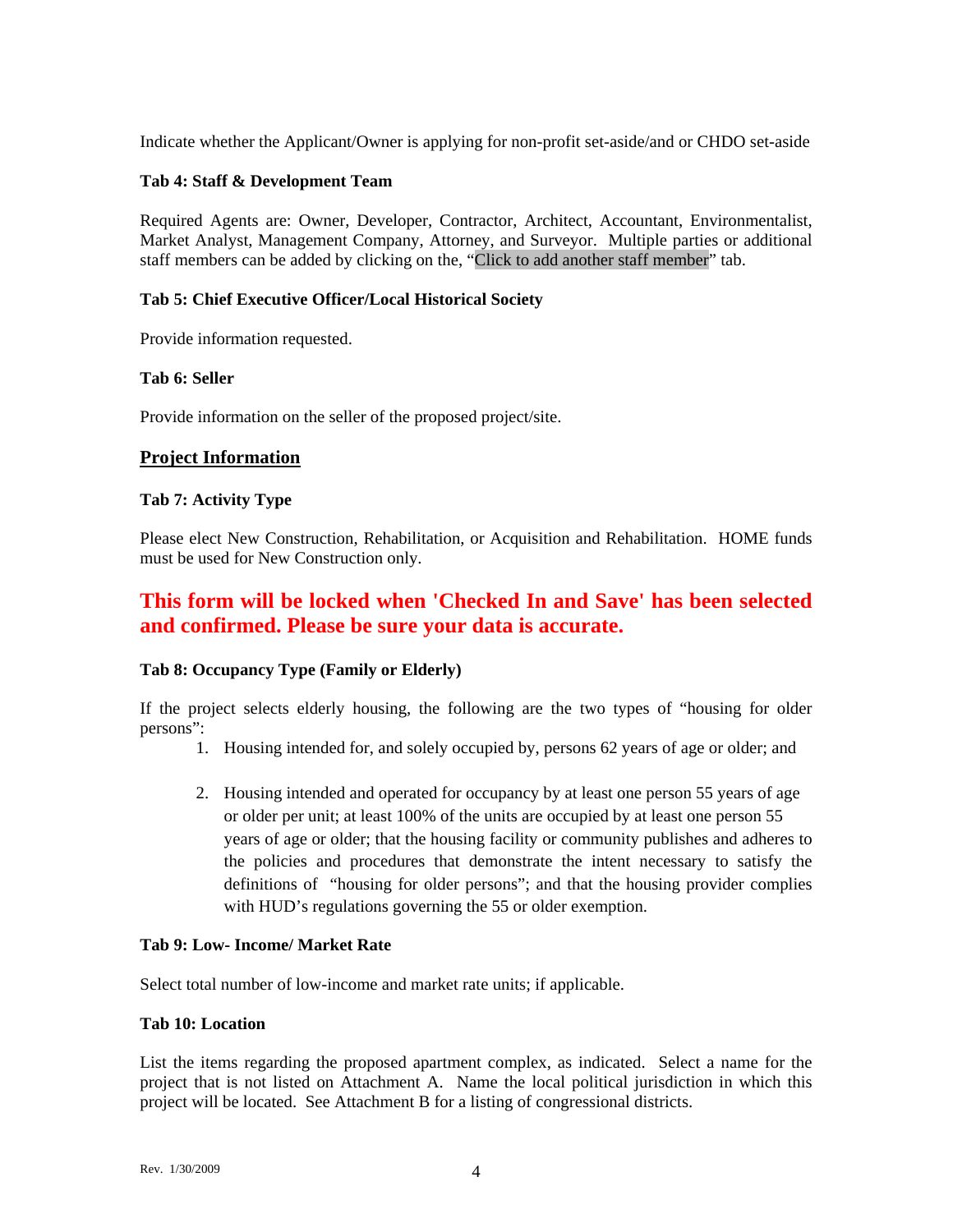Indicate whether the Applicant/Owner is applying for non-profit set-aside/and or CHDO set-aside

**Tab 4: Staff & Development Team**

Required Agents are: Owner, Developer, Contractor, Architect, Accountant, Environmentalist, Market Analyst, Management Company, Attorney, and Surveyor. Multiple parties or additional staff members can be added by clicking on the, "Click to add another staff member" tab.

**Tab 5: Chief Executive Officer/Local Historical Society**

Provide information requested.

**Tab 6: Seller**

Provide information on the seller of the proposed project/site.

## Project Information

**Tab 7: Activity Type**

Please elect New Construction, Rehabilitation, or Acquisition and Rehabilitation. HOME funds must be used for New Construction only.

**This form will be locked when 'Checked In and Save' has been selected and confirmed. Please be sure your data is accurate.**

**Tab 8: Occupancy Type (Family or Elderly)**

If the project selects elderly housing, the following are the two types of "housing for older persons":

1. Housing intended for, and solely occupied by, persons 62 years of age or older; and
2. Housing intended and operated for occupancy by at least one person 55 years of age or older per unit; at least 100% of the units are occupied by at least one person 55 years of age or older; that the housing facility or community publishes and adheres to the policies and procedures that demonstrate the intent necessary to satisfy the definitions of "housing for older persons"; and that the housing provider complies with HUD's regulations governing the 55 or older exemption.

**Tab 9: Low- Income/ Market Rate**

Select total number of low-income and market rate units; if applicable.

**Tab 10: Location**

List the items regarding the proposed apartment complex, as indicated. Select a name for the project that is not listed on Attachment A. Name the local political jurisdiction in which this project will be located. See Attachment B for a listing of congressional districts.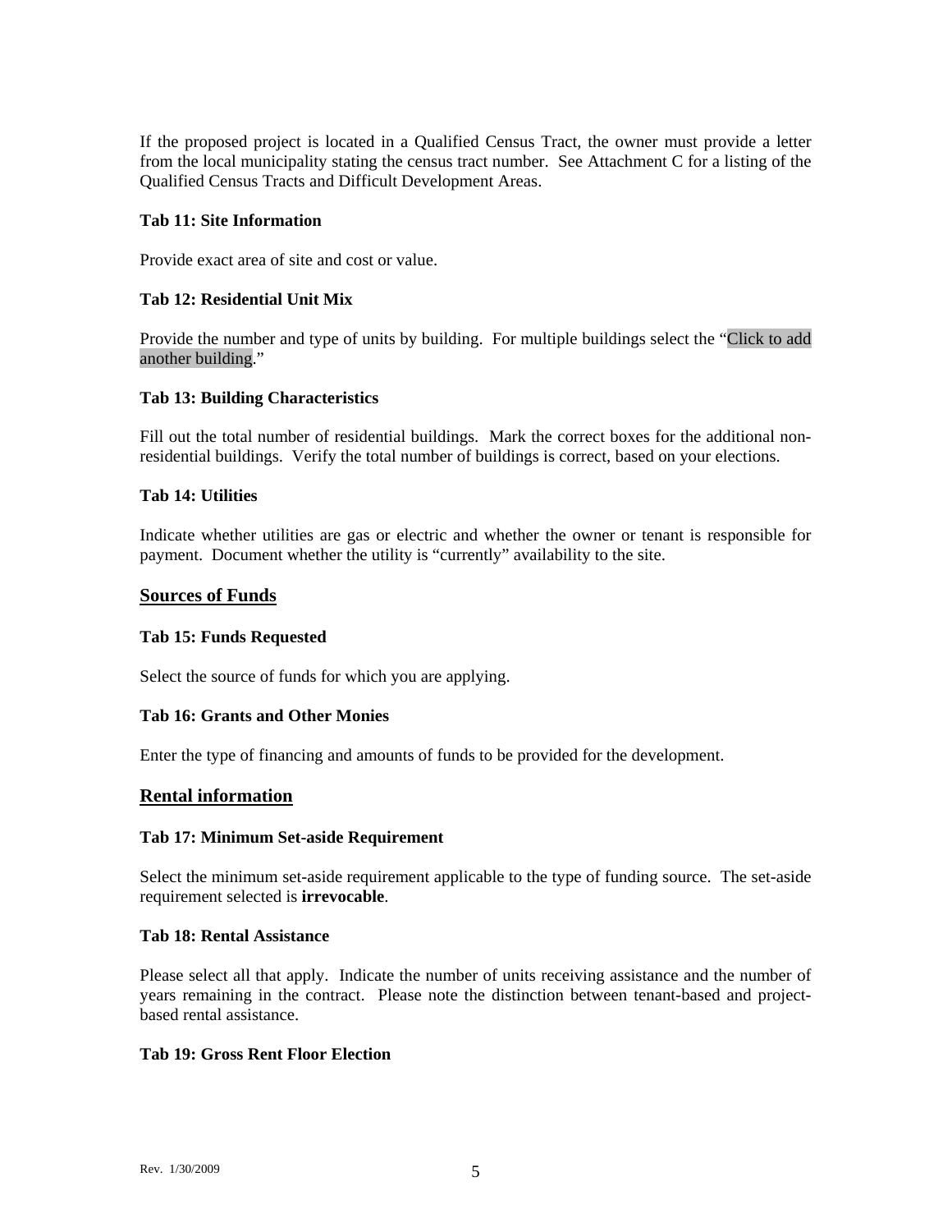If the proposed project is located in a Qualified Census Tract, the owner must provide a letter from the local municipality stating the census tract number. See Attachment C for a listing of the Qualified Census Tracts and Difficult Development Areas.

**Tab 11: Site Information**

Provide exact area of site and cost or value.

**Tab 12: Residential Unit Mix**

Provide the number and type of units by building. For multiple buildings select the "Click to add another building."

**Tab 13: Building Characteristics**

Fill out the total number of residential buildings. Mark the correct boxes for the additional non-residential buildings. Verify the total number of buildings is correct, based on your elections.

**Tab 14: Utilities**

Indicate whether utilities are gas or electric and whether the owner or tenant is responsible for payment. Document whether the utility is "currently" availability to the site.

## Sources of Funds

**Tab 15: Funds Requested**

Select the source of funds for which you are applying.

**Tab 16: Grants and Other Monies**

Enter the type of financing and amounts of funds to be provided for the development.

## Rental information

**Tab 17: Minimum Set-aside Requirement**

Select the minimum set-aside requirement applicable to the type of funding source. The set-aside requirement selected is **irrevocable**.

**Tab 18: Rental Assistance**

Please select all that apply. Indicate the number of units receiving assistance and the number of years remaining in the contract. Please note the distinction between tenant-based and project-based rental assistance.

**Tab 19: Gross Rent Floor Election**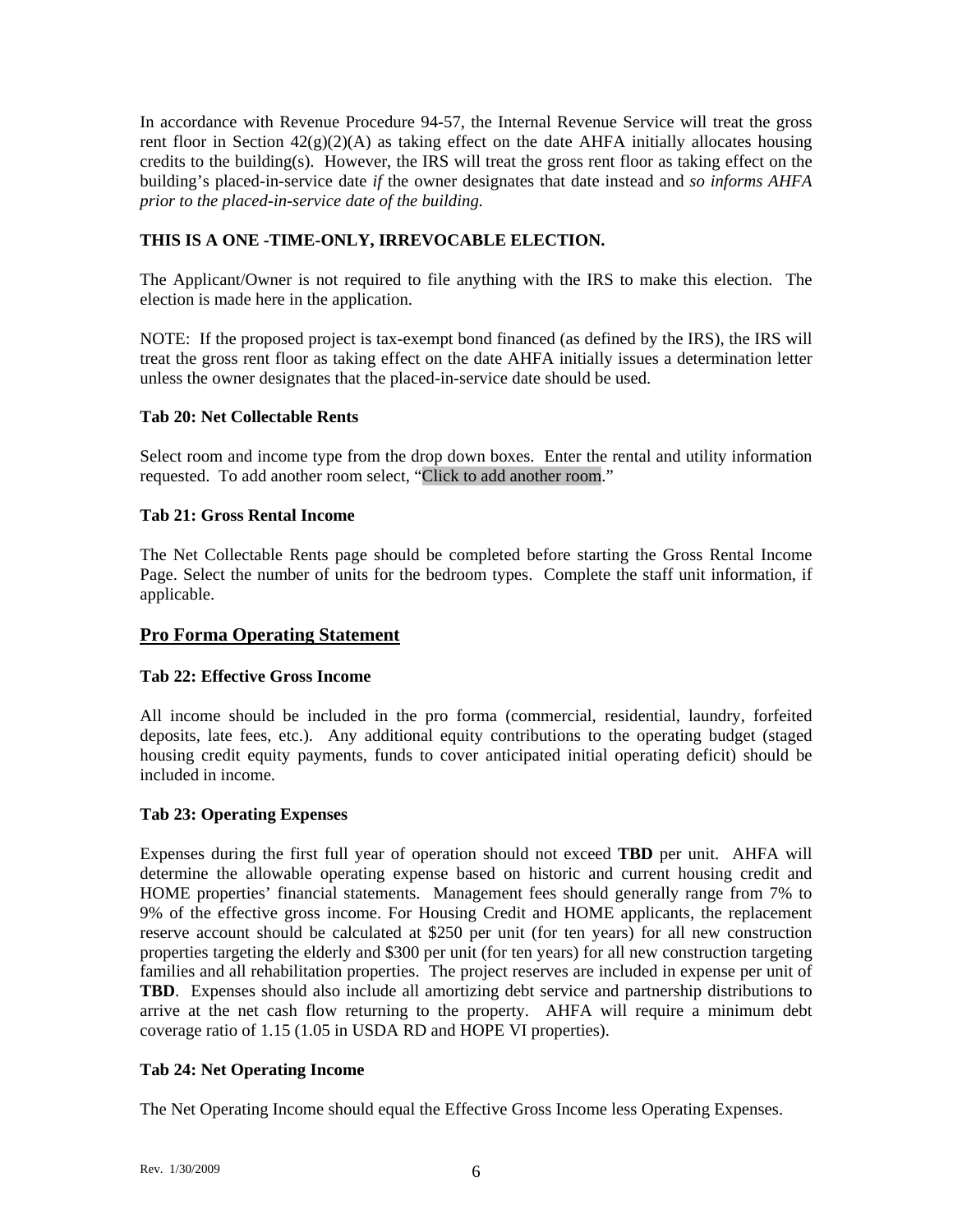In accordance with Revenue Procedure 94-57, the Internal Revenue Service will treat the gross rent floor in Section 42(g)(2)(A) as taking effect on the date AHFA initially allocates housing credits to the building(s). However, the IRS will treat the gross rent floor as taking effect on the building's placed-in-service date *if* the owner designates that date instead and *so informs AHFA prior to the placed-in-service date of the building.*

**THIS IS A ONE -TIME-ONLY, IRREVOCABLE ELECTION.**

The Applicant/Owner is not required to file anything with the IRS to make this election. The election is made here in the application.

NOTE: If the proposed project is tax-exempt bond financed (as defined by the IRS), the IRS will treat the gross rent floor as taking effect on the date AHFA initially issues a determination letter unless the owner designates that the placed-in-service date should be used.

**Tab 20: Net Collectable Rents**

Select room and income type from the drop down boxes. Enter the rental and utility information requested. To add another room select, "Click to add another room."

**Tab 21: Gross Rental Income**

The Net Collectable Rents page should be completed before starting the Gross Rental Income Page. Select the number of units for the bedroom types. Complete the staff unit information, if applicable.

## Pro Forma Operating Statement

**Tab 22: Effective Gross Income**

All income should be included in the pro forma (commercial, residential, laundry, forfeited deposits, late fees, etc.). Any additional equity contributions to the operating budget (staged housing credit equity payments, funds to cover anticipated initial operating deficit) should be included in income.

**Tab 23: Operating Expenses**

Expenses during the first full year of operation should not exceed **TBD** per unit. AHFA will determine the allowable operating expense based on historic and current housing credit and HOME properties' financial statements. Management fees should generally range from 7% to 9% of the effective gross income. For Housing Credit and HOME applicants, the replacement reserve account should be calculated at $250 per unit (for ten years) for all new construction properties targeting the elderly and $300 per unit (for ten years) for all new construction targeting families and all rehabilitation properties. The project reserves are included in expense per unit of **TBD**. Expenses should also include all amortizing debt service and partnership distributions to arrive at the net cash flow returning to the property. AHFA will require a minimum debt coverage ratio of 1.15 (1.05 in USDA RD and HOPE VI properties).

**Tab 24: Net Operating Income**

The Net Operating Income should equal the Effective Gross Income less Operating Expenses.

Rev. 1/30/2009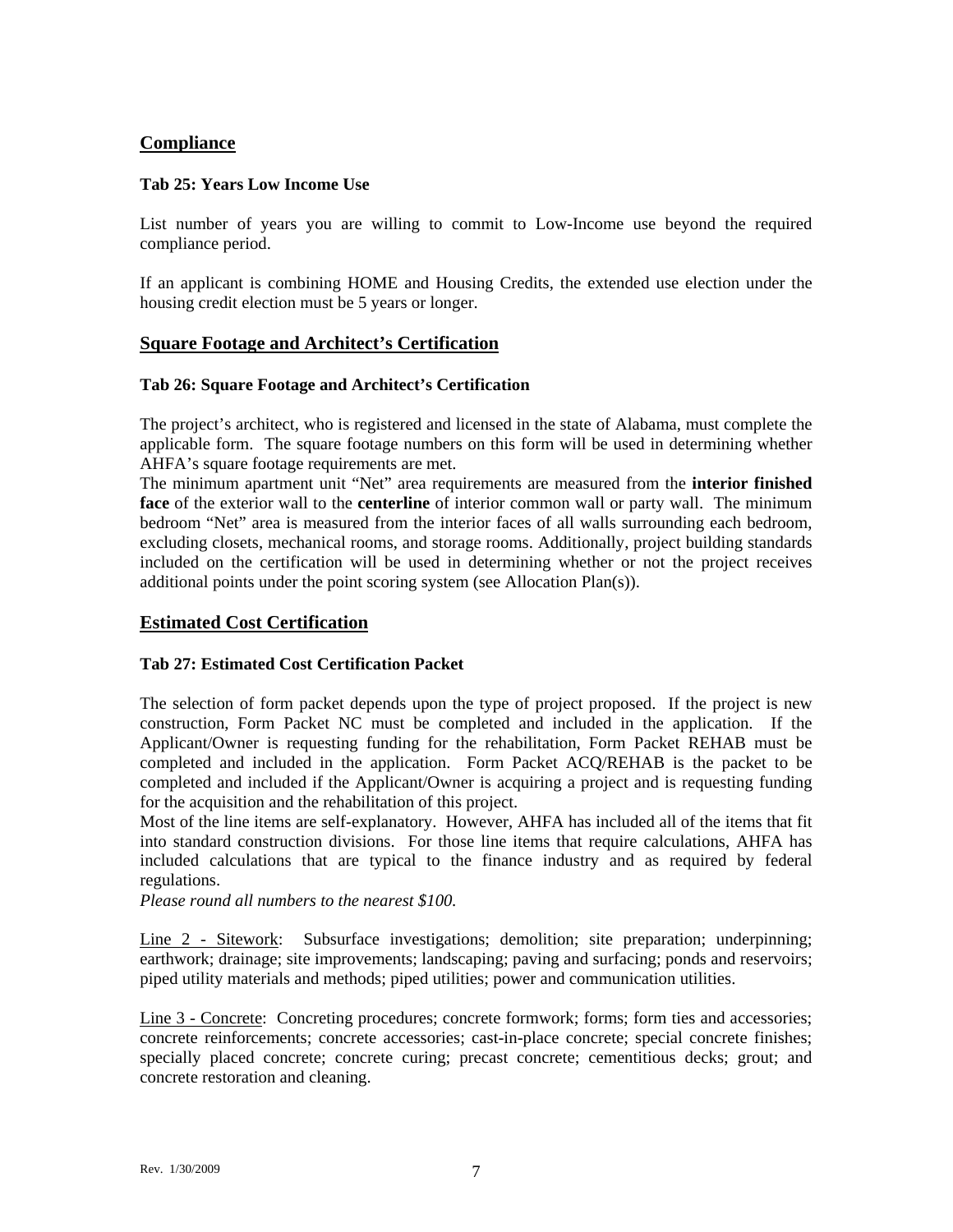## Compliance

### Tab 25: Years Low Income Use

List number of years you are willing to commit to Low-Income use beyond the required compliance period.

If an applicant is combining HOME and Housing Credits, the extended use election under the housing credit election must be 5 years or longer.

## Square Footage and Architect's Certification

### Tab 26: Square Footage and Architect's Certification

The project's architect, who is registered and licensed in the state of Alabama, must complete the applicable form. The square footage numbers on this form will be used in determining whether AHFA's square footage requirements are met.
The minimum apartment unit "Net" area requirements are measured from the **interior finished face** of the exterior wall to the **centerline** of interior common wall or party wall. The minimum bedroom "Net" area is measured from the interior faces of all walls surrounding each bedroom, excluding closets, mechanical rooms, and storage rooms. Additionally, project building standards included on the certification will be used in determining whether or not the project receives additional points under the point scoring system (see Allocation Plan(s)).

## Estimated Cost Certification

### Tab 27: Estimated Cost Certification Packet

The selection of form packet depends upon the type of project proposed. If the project is new construction, Form Packet NC must be completed and included in the application. If the Applicant/Owner is requesting funding for the rehabilitation, Form Packet REHAB must be completed and included in the application. Form Packet ACQ/REHAB is the packet to be completed and included if the Applicant/Owner is acquiring a project and is requesting funding for the acquisition and the rehabilitation of this project.
Most of the line items are self-explanatory. However, AHFA has included all of the items that fit into standard construction divisions. For those line items that require calculations, AHFA has included calculations that are typical to the finance industry and as required by federal regulations.
*Please round all numbers to the nearest $100.*

Line 2 - Sitework: Subsurface investigations; demolition; site preparation; underpinning; earthwork; drainage; site improvements; landscaping; paving and surfacing; ponds and reservoirs; piped utility materials and methods; piped utilities; power and communication utilities.

Line 3 - Concrete: Concreting procedures; concrete formwork; forms; form ties and accessories; concrete reinforcements; concrete accessories; cast-in-place concrete; special concrete finishes; specially placed concrete; concrete curing; precast concrete; cementitious decks; grout; and concrete restoration and cleaning.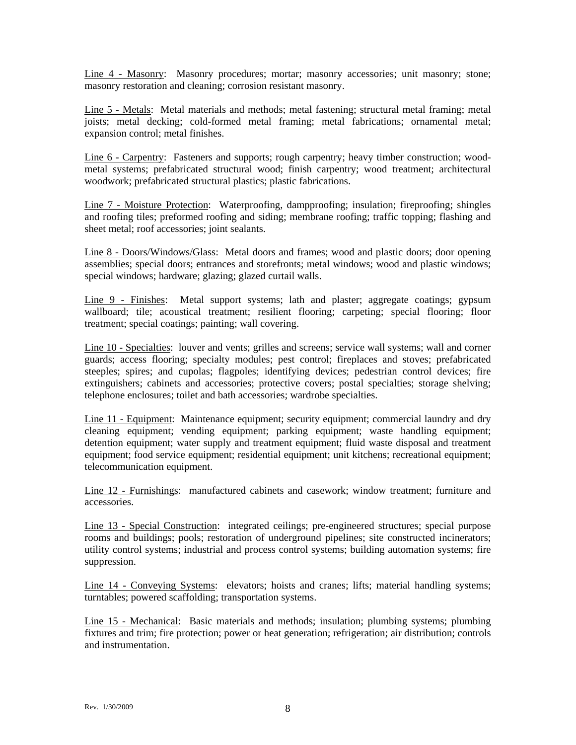Line 4 - Masonry: Masonry procedures; mortar; masonry accessories; unit masonry; stone; masonry restoration and cleaning; corrosion resistant masonry.

Line 5 - Metals: Metal materials and methods; metal fastening; structural metal framing; metal joists; metal decking; cold-formed metal framing; metal fabrications; ornamental metal; expansion control; metal finishes.

Line 6 - Carpentry: Fasteners and supports; rough carpentry; heavy timber construction; wood-metal systems; prefabricated structural wood; finish carpentry; wood treatment; architectural woodwork; prefabricated structural plastics; plastic fabrications.

Line 7 - Moisture Protection: Waterproofing, dampproofing; insulation; fireproofing; shingles and roofing tiles; preformed roofing and siding; membrane roofing; traffic topping; flashing and sheet metal; roof accessories; joint sealants.

Line 8 - Doors/Windows/Glass: Metal doors and frames; wood and plastic doors; door opening assemblies; special doors; entrances and storefronts; metal windows; wood and plastic windows; special windows; hardware; glazing; glazed curtail walls.

Line 9 - Finishes: Metal support systems; lath and plaster; aggregate coatings; gypsum wallboard; tile; acoustical treatment; resilient flooring; carpeting; special flooring; floor treatment; special coatings; painting; wall covering.

Line 10 - Specialties: louver and vents; grilles and screens; service wall systems; wall and corner guards; access flooring; specialty modules; pest control; fireplaces and stoves; prefabricated steeples; spires; and cupolas; flagpoles; identifying devices; pedestrian control devices; fire extinguishers; cabinets and accessories; protective covers; postal specialties; storage shelving; telephone enclosures; toilet and bath accessories; wardrobe specialties.

Line 11 - Equipment: Maintenance equipment; security equipment; commercial laundry and dry cleaning equipment; vending equipment; parking equipment; waste handling equipment; detention equipment; water supply and treatment equipment; fluid waste disposal and treatment equipment; food service equipment; residential equipment; unit kitchens; recreational equipment; telecommunication equipment.

Line 12 - Furnishings: manufactured cabinets and casework; window treatment; furniture and accessories.

Line 13 - Special Construction: integrated ceilings; pre-engineered structures; special purpose rooms and buildings; pools; restoration of underground pipelines; site constructed incinerators; utility control systems; industrial and process control systems; building automation systems; fire suppression.

Line 14 - Conveying Systems: elevators; hoists and cranes; lifts; material handling systems; turntables; powered scaffolding; transportation systems.

Line 15 - Mechanical: Basic materials and methods; insulation; plumbing systems; plumbing fixtures and trim; fire protection; power or heat generation; refrigeration; air distribution; controls and instrumentation.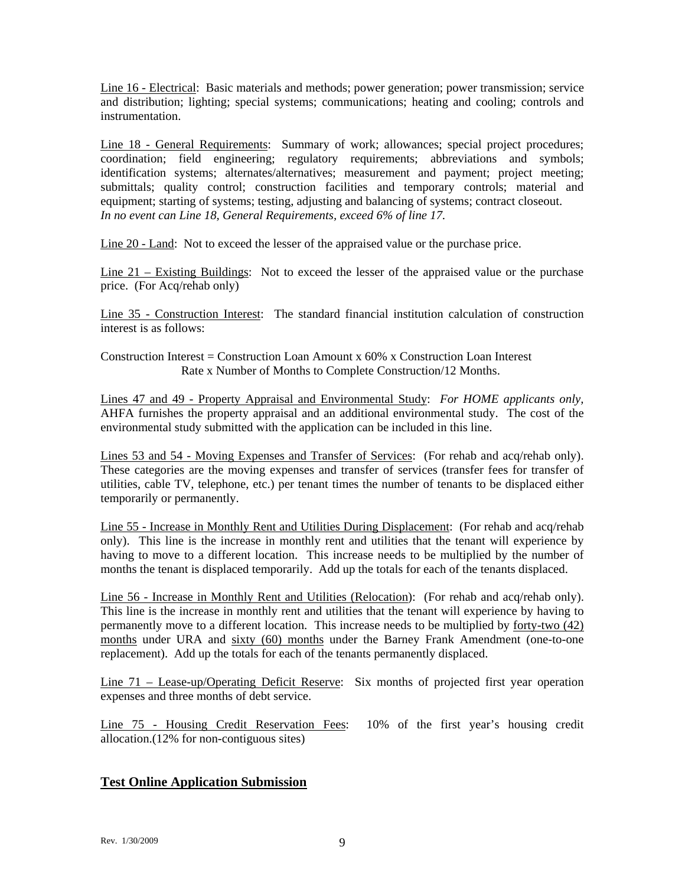Line 16 - Electrical: Basic materials and methods; power generation; power transmission; service and distribution; lighting; special systems; communications; heating and cooling; controls and instrumentation.

Line 18 - General Requirements: Summary of work; allowances; special project procedures; coordination; field engineering; regulatory requirements; abbreviations and symbols; identification systems; alternates/alternatives; measurement and payment; project meeting; submittals; quality control; construction facilities and temporary controls; material and equipment; starting of systems; testing, adjusting and balancing of systems; contract closeout.
*In no event can Line 18, General Requirements, exceed 6% of line 17.*

Line 20 - Land: Not to exceed the lesser of the appraised value or the purchase price.

Line 21 – Existing Buildings: Not to exceed the lesser of the appraised value or the purchase price. (For Acq/rehab only)

Line 35 - Construction Interest: The standard financial institution calculation of construction interest is as follows:

Construction Interest = Construction Loan Amount x 60% x Construction Loan Interest Rate x Number of Months to Complete Construction/12 Months.

Lines 47 and 49 - Property Appraisal and Environmental Study: *For HOME applicants only*, AHFA furnishes the property appraisal and an additional environmental study. The cost of the environmental study submitted with the application can be included in this line.

Lines 53 and 54 - Moving Expenses and Transfer of Services: (For rehab and acq/rehab only). These categories are the moving expenses and transfer of services (transfer fees for transfer of utilities, cable TV, telephone, etc.) per tenant times the number of tenants to be displaced either temporarily or permanently.

Line 55 - Increase in Monthly Rent and Utilities During Displacement: (For rehab and acq/rehab only). This line is the increase in monthly rent and utilities that the tenant will experience by having to move to a different location. This increase needs to be multiplied by the number of months the tenant is displaced temporarily. Add up the totals for each of the tenants displaced.

Line 56 - Increase in Monthly Rent and Utilities (Relocation): (For rehab and acq/rehab only). This line is the increase in monthly rent and utilities that the tenant will experience by having to permanently move to a different location. This increase needs to be multiplied by forty-two (42) months under URA and sixty (60) months under the Barney Frank Amendment (one-to-one replacement). Add up the totals for each of the tenants permanently displaced.

Line 71 – Lease-up/Operating Deficit Reserve: Six months of projected first year operation expenses and three months of debt service.

Line 75 - Housing Credit Reservation Fees: 10% of the first year's housing credit allocation.(12% for non-contiguous sites)

## Test Online Application Submission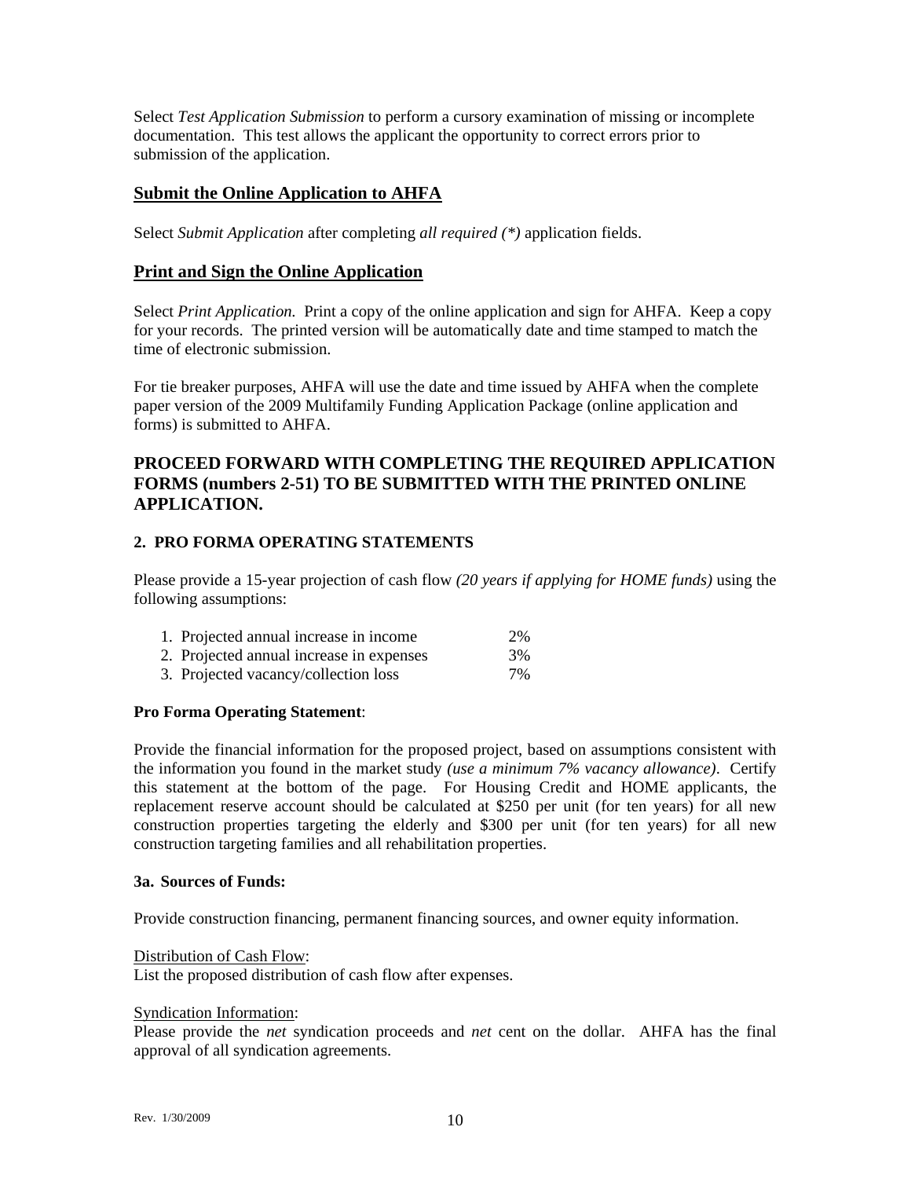Select *Test Application Submission* to perform a cursory examination of missing or incomplete documentation. This test allows the applicant the opportunity to correct errors prior to submission of the application.

## Submit the Online Application to AHFA

Select *Submit Application* after completing *all required (*)* application fields.

## Print and Sign the Online Application

Select *Print Application.* Print a copy of the online application and sign for AHFA. Keep a copy for your records. The printed version will be automatically date and time stamped to match the time of electronic submission.

For tie breaker purposes, AHFA will use the date and time issued by AHFA when the complete paper version of the 2009 Multifamily Funding Application Package (online application and forms) is submitted to AHFA.

## PROCEED FORWARD WITH COMPLETING THE REQUIRED APPLICATION FORMS (numbers 2-51) TO BE SUBMITTED WITH THE PRINTED ONLINE APPLICATION.

### 2. PRO FORMA OPERATING STATEMENTS

Please provide a 15-year projection of cash flow *(20 years if applying for HOME funds)* using the following assumptions:

1. Projected annual increase in income 2%
2. Projected annual increase in expenses 3%
3. Projected vacancy/collection loss 7%

**Pro Forma Operating Statement**:

Provide the financial information for the proposed project, based on assumptions consistent with the information you found in the market study *(use a minimum 7% vacancy allowance)*. Certify this statement at the bottom of the page. For Housing Credit and HOME applicants, the replacement reserve account should be calculated at $250 per unit (for ten years) for all new construction properties targeting the elderly and $300 per unit (for ten years) for all new construction targeting families and all rehabilitation properties.

**3a. Sources of Funds:**

Provide construction financing, permanent financing sources, and owner equity information.

<u>Distribution of Cash Flow</u>:
List the proposed distribution of cash flow after expenses.

<u>Syndication Information</u>:
Please provide the *net* syndication proceeds and *net* cent on the dollar. AHFA has the final approval of all syndication agreements.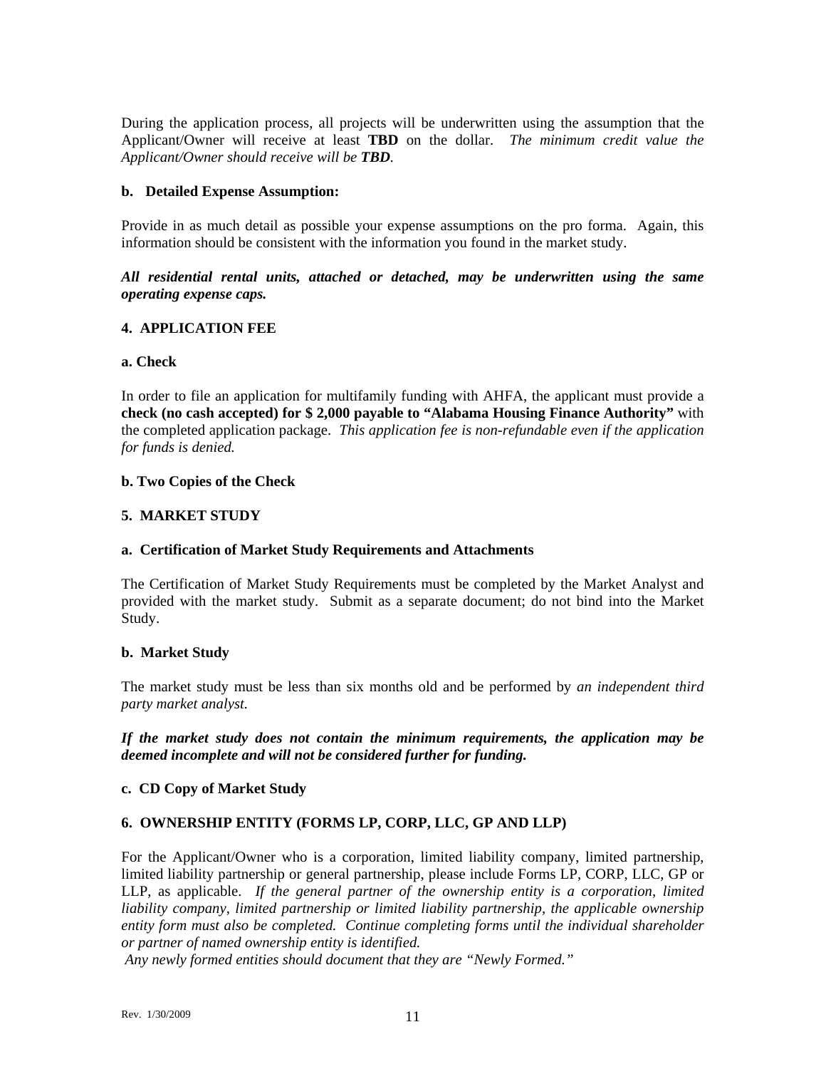During the application process, all projects will be underwritten using the assumption that the Applicant/Owner will receive at least **TBD** on the dollar. *The minimum credit value the Applicant/Owner should receive will be **TBD**.*

**b. Detailed Expense Assumption:**

Provide in as much detail as possible your expense assumptions on the pro forma. Again, this information should be consistent with the information you found in the market study.

***All residential rental units, attached or detached, may be underwritten using the same operating expense caps.***

**4. APPLICATION FEE**

**a. Check**

In order to file an application for multifamily funding with AHFA, the applicant must provide a **check (no cash accepted) for $ 2,000 payable to "Alabama Housing Finance Authority"** with the completed application package. *This application fee is non-refundable even if the application for funds is denied.*

**b. Two Copies of the Check**

**5. MARKET STUDY**

**a. Certification of Market Study Requirements and Attachments**

The Certification of Market Study Requirements must be completed by the Market Analyst and provided with the market study. Submit as a separate document; do not bind into the Market Study.

**b. Market Study**

The market study must be less than six months old and be performed by *an independent third party market analyst.*

***If the market study does not contain the minimum requirements, the application may be deemed incomplete and will not be considered further for funding.***

**c. CD Copy of Market Study**

**6. OWNERSHIP ENTITY (FORMS LP, CORP, LLC, GP AND LLP)**

For the Applicant/Owner who is a corporation, limited liability company, limited partnership, limited liability partnership or general partnership, please include Forms LP, CORP, LLC, GP or LLP, as applicable. *If the general partner of the ownership entity is a corporation, limited liability company, limited partnership or limited liability partnership, the applicable ownership entity form must also be completed. Continue completing forms until the individual shareholder or partner of named ownership entity is identified.*

*Any newly formed entities should document that they are "Newly Formed."*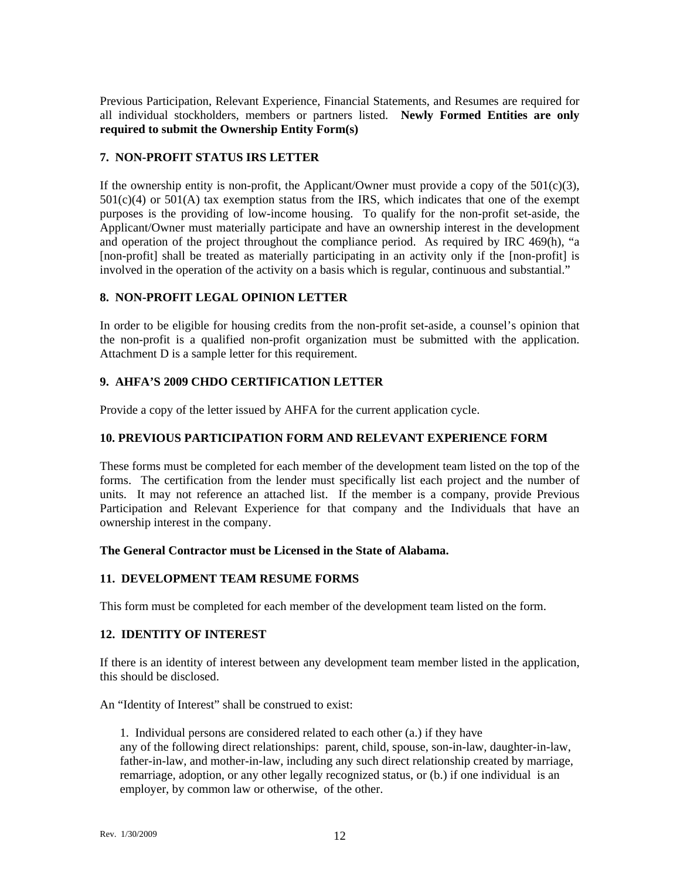Previous Participation, Relevant Experience, Financial Statements, and Resumes are required for all individual stockholders, members or partners listed. **Newly Formed Entities are only required to submit the Ownership Entity Form(s)**

### 7. NON-PROFIT STATUS IRS LETTER

If the ownership entity is non-profit, the Applicant/Owner must provide a copy of the 501(c)(3), 501(c)(4) or 501(A) tax exemption status from the IRS, which indicates that one of the exempt purposes is the providing of low-income housing. To qualify for the non-profit set-aside, the Applicant/Owner must materially participate and have an ownership interest in the development and operation of the project throughout the compliance period. As required by IRC 469(h), "a [non-profit] shall be treated as materially participating in an activity only if the [non-profit] is involved in the operation of the activity on a basis which is regular, continuous and substantial."

### 8. NON-PROFIT LEGAL OPINION LETTER

In order to be eligible for housing credits from the non-profit set-aside, a counsel's opinion that the non-profit is a qualified non-profit organization must be submitted with the application. Attachment D is a sample letter for this requirement.

### 9. AHFA'S 2009 CHDO CERTIFICATION LETTER

Provide a copy of the letter issued by AHFA for the current application cycle.

### 10. PREVIOUS PARTICIPATION FORM AND RELEVANT EXPERIENCE FORM

These forms must be completed for each member of the development team listed on the top of the forms. The certification from the lender must specifically list each project and the number of units. It may not reference an attached list. If the member is a company, provide Previous Participation and Relevant Experience for that company and the Individuals that have an ownership interest in the company.

**The General Contractor must be Licensed in the State of Alabama.**

### 11. DEVELOPMENT TEAM RESUME FORMS

This form must be completed for each member of the development team listed on the form.

### 12. IDENTITY OF INTEREST

If there is an identity of interest between any development team member listed in the application, this should be disclosed.

An "Identity of Interest" shall be construed to exist:

1. Individual persons are considered related to each other (a.) if they have any of the following direct relationships: parent, child, spouse, son-in-law, daughter-in-law, father-in-law, and mother-in-law, including any such direct relationship created by marriage, remarriage, adoption, or any other legally recognized status, or (b.) if one individual is an employer, by common law or otherwise, of the other.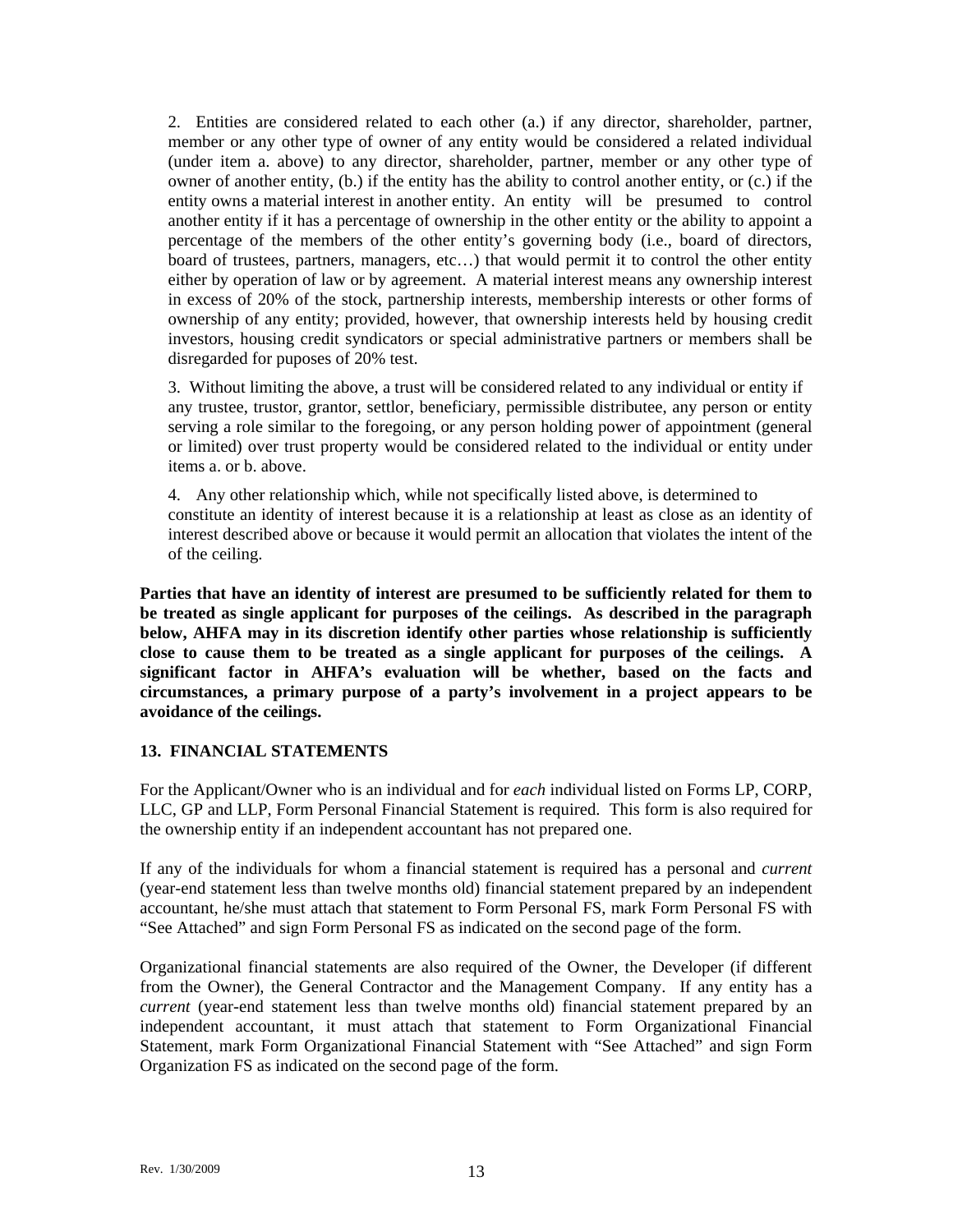2. Entities are considered related to each other (a.) if any director, shareholder, partner, member or any other type of owner of any entity would be considered a related individual (under item a. above) to any director, shareholder, partner, member or any other type of owner of another entity, (b.) if the entity has the ability to control another entity, or (c.) if the entity owns a material interest in another entity. An entity will be presumed to control another entity if it has a percentage of ownership in the other entity or the ability to appoint a percentage of the members of the other entity's governing body (i.e., board of directors, board of trustees, partners, managers, etc…) that would permit it to control the other entity either by operation of law or by agreement. A material interest means any ownership interest in excess of 20% of the stock, partnership interests, membership interests or other forms of ownership of any entity; provided, however, that ownership interests held by housing credit investors, housing credit syndicators or special administrative partners or members shall be disregarded for puposes of 20% test.

3. Without limiting the above, a trust will be considered related to any individual or entity if any trustee, trustor, grantor, settlor, beneficiary, permissible distributee, any person or entity serving a role similar to the foregoing, or any person holding power of appointment (general or limited) over trust property would be considered related to the individual or entity under items a. or b. above.

4. Any other relationship which, while not specifically listed above, is determined to constitute an identity of interest because it is a relationship at least as close as an identity of interest described above or because it would permit an allocation that violates the intent of the of the ceiling.

**Parties that have an identity of interest are presumed to be sufficiently related for them to be treated as single applicant for purposes of the ceilings. As described in the paragraph below, AHFA may in its discretion identify other parties whose relationship is sufficiently close to cause them to be treated as a single applicant for purposes of the ceilings. A significant factor in AHFA's evaluation will be whether, based on the facts and circumstances, a primary purpose of a party's involvement in a project appears to be avoidance of the ceilings.**

## 13. FINANCIAL STATEMENTS

For the Applicant/Owner who is an individual and for *each* individual listed on Forms LP, CORP, LLC, GP and LLP, Form Personal Financial Statement is required. This form is also required for the ownership entity if an independent accountant has not prepared one.

If any of the individuals for whom a financial statement is required has a personal and *current* (year-end statement less than twelve months old) financial statement prepared by an independent accountant, he/she must attach that statement to Form Personal FS, mark Form Personal FS with "See Attached" and sign Form Personal FS as indicated on the second page of the form.

Organizational financial statements are also required of the Owner, the Developer (if different from the Owner), the General Contractor and the Management Company. If any entity has a *current* (year-end statement less than twelve months old) financial statement prepared by an independent accountant, it must attach that statement to Form Organizational Financial Statement, mark Form Organizational Financial Statement with "See Attached" and sign Form Organization FS as indicated on the second page of the form.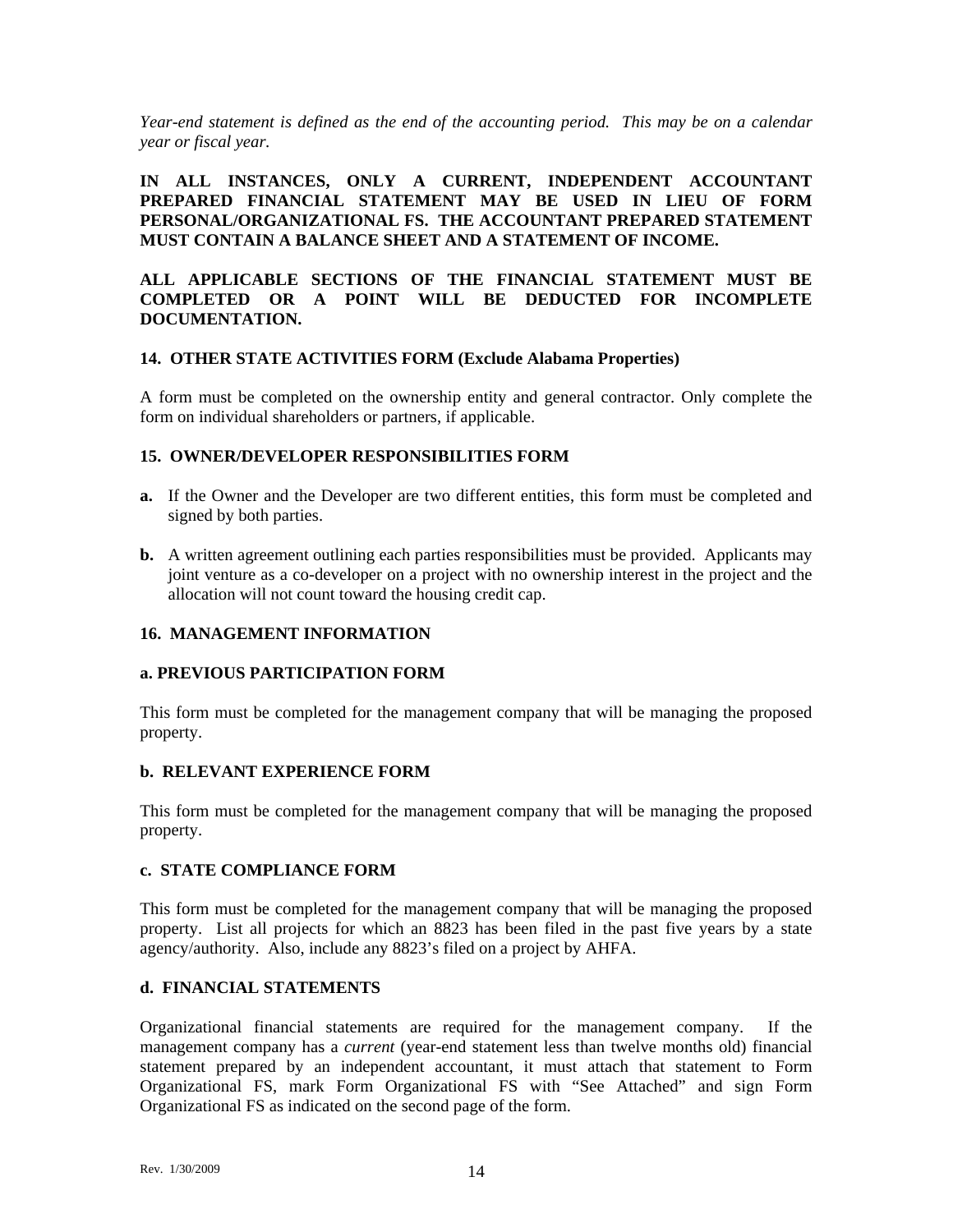*Year-end statement is defined as the end of the accounting period. This may be on a calendar year or fiscal year.*

**IN ALL INSTANCES, ONLY A CURRENT, INDEPENDENT ACCOUNTANT PREPARED FINANCIAL STATEMENT MAY BE USED IN LIEU OF FORM PERSONAL/ORGANIZATIONAL FS. THE ACCOUNTANT PREPARED STATEMENT MUST CONTAIN A BALANCE SHEET AND A STATEMENT OF INCOME.**

**ALL APPLICABLE SECTIONS OF THE FINANCIAL STATEMENT MUST BE COMPLETED OR A POINT WILL BE DEDUCTED FOR INCOMPLETE DOCUMENTATION.**

### 14. OTHER STATE ACTIVITIES FORM (Exclude Alabama Properties)

A form must be completed on the ownership entity and general contractor. Only complete the form on individual shareholders or partners, if applicable.

### 15. OWNER/DEVELOPER RESPONSIBILITIES FORM

**a.** If the Owner and the Developer are two different entities, this form must be completed and signed by both parties.

**b.** A written agreement outlining each parties responsibilities must be provided. Applicants may joint venture as a co-developer on a project with no ownership interest in the project and the allocation will not count toward the housing credit cap.

### 16. MANAGEMENT INFORMATION

#### a. PREVIOUS PARTICIPATION FORM

This form must be completed for the management company that will be managing the proposed property.

#### b. RELEVANT EXPERIENCE FORM

This form must be completed for the management company that will be managing the proposed property.

#### c. STATE COMPLIANCE FORM

This form must be completed for the management company that will be managing the proposed property. List all projects for which an 8823 has been filed in the past five years by a state agency/authority. Also, include any 8823's filed on a project by AHFA.

#### d. FINANCIAL STATEMENTS

Organizational financial statements are required for the management company. If the management company has a *current* (year-end statement less than twelve months old) financial statement prepared by an independent accountant, it must attach that statement to Form Organizational FS, mark Form Organizational FS with "See Attached" and sign Form Organizational FS as indicated on the second page of the form.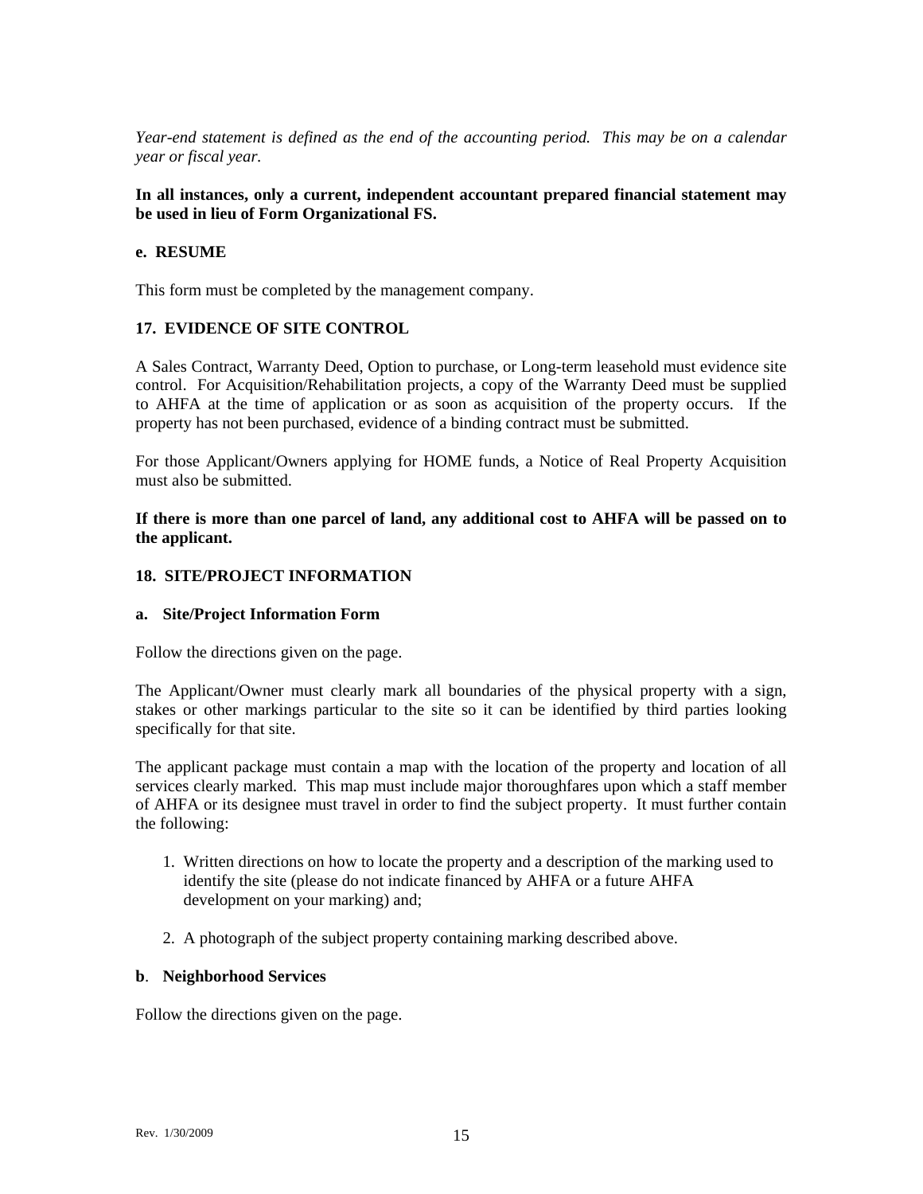*Year-end statement is defined as the end of the accounting period. This may be on a calendar year or fiscal year.*

**In all instances, only a current, independent accountant prepared financial statement may be used in lieu of Form Organizational FS.**

**e. RESUME**

This form must be completed by the management company.

**17. EVIDENCE OF SITE CONTROL**

A Sales Contract, Warranty Deed, Option to purchase, or Long-term leasehold must evidence site control. For Acquisition/Rehabilitation projects, a copy of the Warranty Deed must be supplied to AHFA at the time of application or as soon as acquisition of the property occurs. If the property has not been purchased, evidence of a binding contract must be submitted.

For those Applicant/Owners applying for HOME funds, a Notice of Real Property Acquisition must also be submitted.

**If there is more than one parcel of land, any additional cost to AHFA will be passed on to the applicant.**

**18. SITE/PROJECT INFORMATION**

**a. Site/Project Information Form**

Follow the directions given on the page.

The Applicant/Owner must clearly mark all boundaries of the physical property with a sign, stakes or other markings particular to the site so it can be identified by third parties looking specifically for that site.

The applicant package must contain a map with the location of the property and location of all services clearly marked. This map must include major thoroughfares upon which a staff member of AHFA or its designee must travel in order to find the subject property. It must further contain the following:

1. Written directions on how to locate the property and a description of the marking used to identify the site (please do not indicate financed by AHFA or a future AHFA development on your marking) and;

2. A photograph of the subject property containing marking described above.

**b. Neighborhood Services**

Follow the directions given on the page.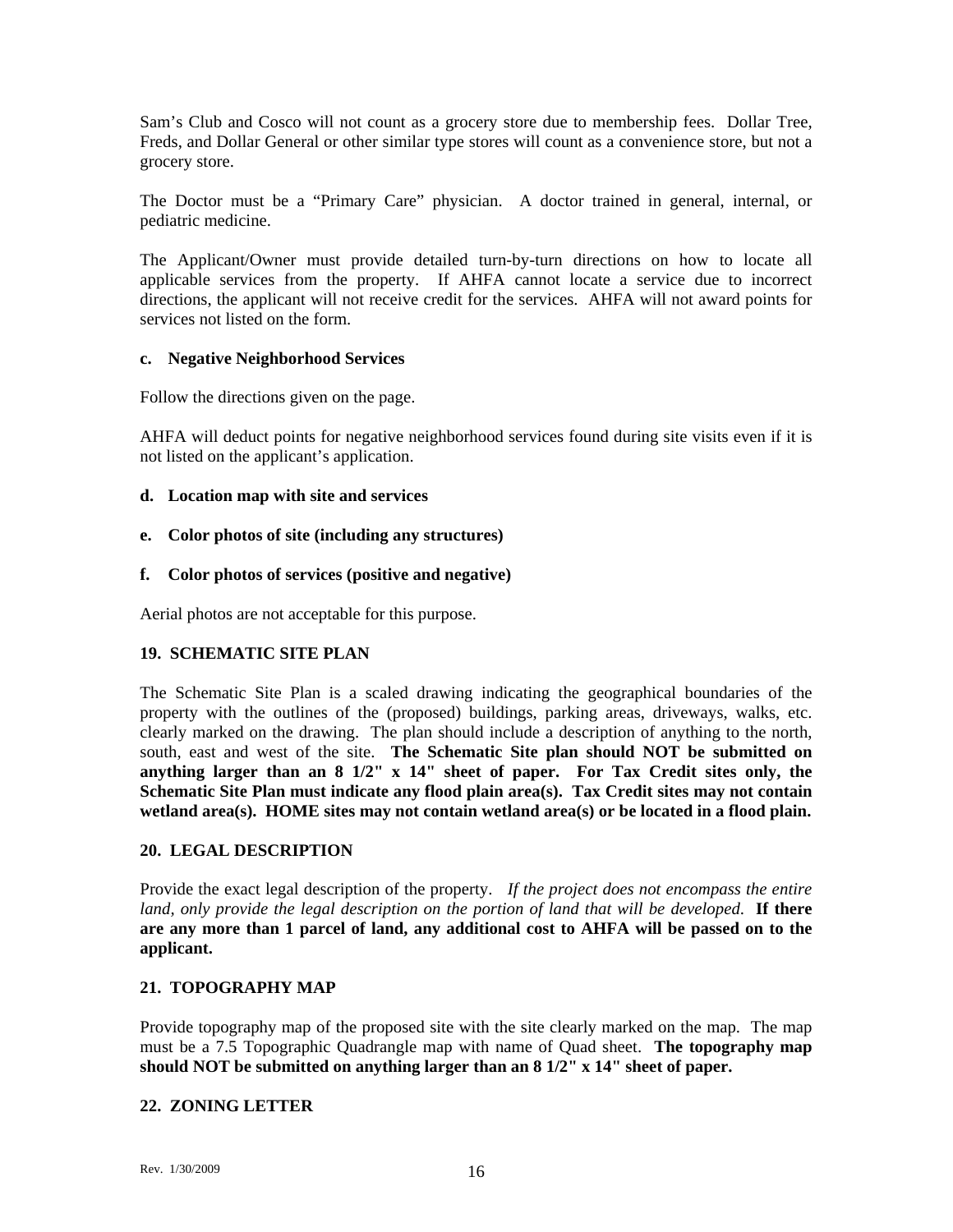Sam's Club and Cosco will not count as a grocery store due to membership fees. Dollar Tree, Freds, and Dollar General or other similar type stores will count as a convenience store, but not a grocery store.

The Doctor must be a "Primary Care" physician. A doctor trained in general, internal, or pediatric medicine.

The Applicant/Owner must provide detailed turn-by-turn directions on how to locate all applicable services from the property. If AHFA cannot locate a service due to incorrect directions, the applicant will not receive credit for the services. AHFA will not award points for services not listed on the form.

**c. Negative Neighborhood Services**

Follow the directions given on the page.

AHFA will deduct points for negative neighborhood services found during site visits even if it is not listed on the applicant's application.

**d. Location map with site and services**

**e. Color photos of site (including any structures)**

**f. Color photos of services (positive and negative)**

Aerial photos are not acceptable for this purpose.

**19. SCHEMATIC SITE PLAN**

The Schematic Site Plan is a scaled drawing indicating the geographical boundaries of the property with the outlines of the (proposed) buildings, parking areas, driveways, walks, etc. clearly marked on the drawing. The plan should include a description of anything to the north, south, east and west of the site. **The Schematic Site plan should NOT be submitted on anything larger than an 8 1/2" x 14" sheet of paper. For Tax Credit sites only, the Schematic Site Plan must indicate any flood plain area(s). Tax Credit sites may not contain wetland area(s). HOME sites may not contain wetland area(s) or be located in a flood plain.**

**20. LEGAL DESCRIPTION**

Provide the exact legal description of the property. *If the project does not encompass the entire land, only provide the legal description on the portion of land that will be developed.* **If there are any more than 1 parcel of land, any additional cost to AHFA will be passed on to the applicant.**

**21. TOPOGRAPHY MAP**

Provide topography map of the proposed site with the site clearly marked on the map. The map must be a 7.5 Topographic Quadrangle map with name of Quad sheet. **The topography map should NOT be submitted on anything larger than an 8 1/2" x 14" sheet of paper.**

**22. ZONING LETTER**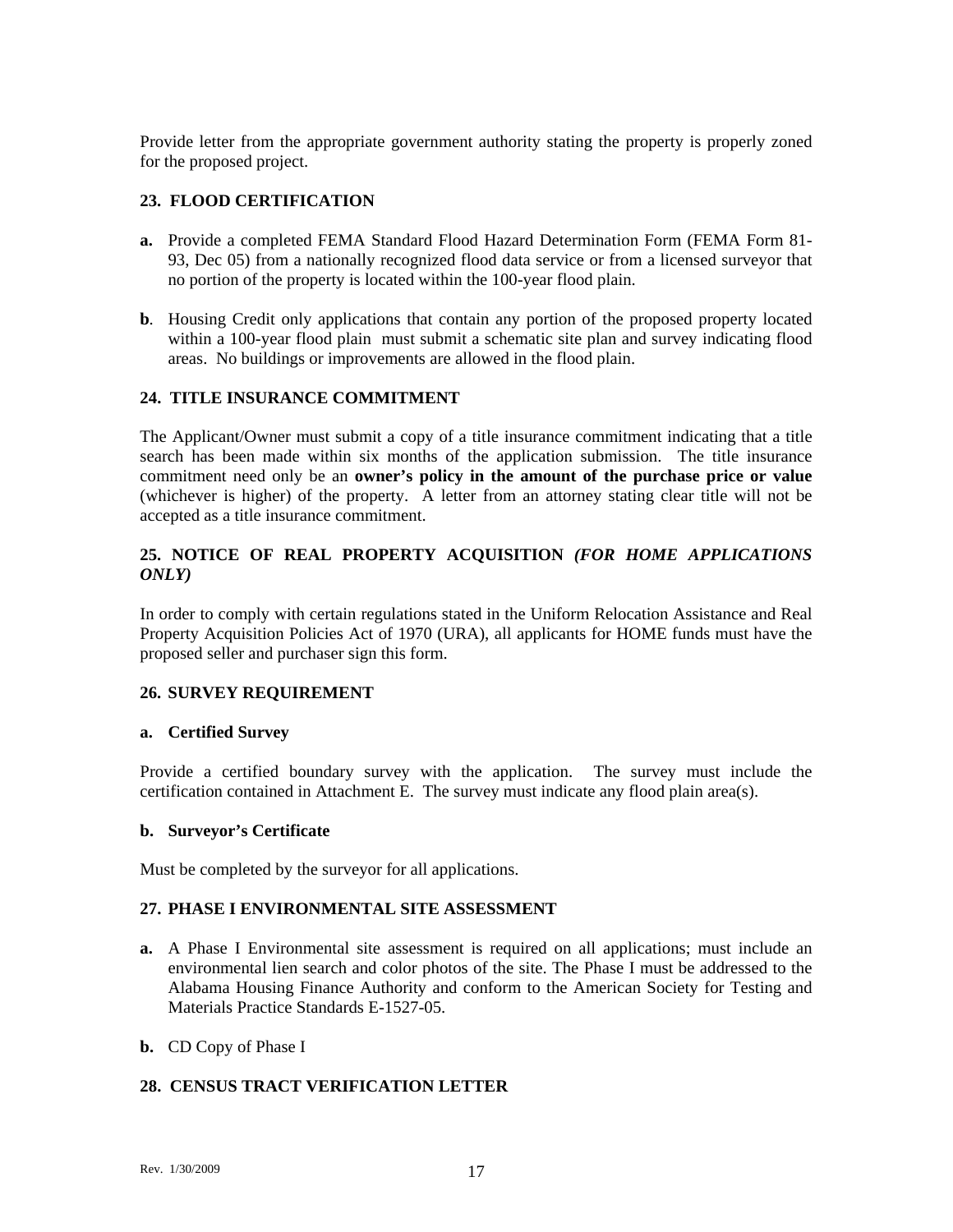Provide letter from the appropriate government authority stating the property is properly zoned for the proposed project.

### 23. FLOOD CERTIFICATION

**a.** Provide a completed FEMA Standard Flood Hazard Determination Form (FEMA Form 81-93, Dec 05) from a nationally recognized flood data service or from a licensed surveyor that no portion of the property is located within the 100-year flood plain.

**b**. Housing Credit only applications that contain any portion of the proposed property located within a 100-year flood plain must submit a schematic site plan and survey indicating flood areas. No buildings or improvements are allowed in the flood plain.

### 24. TITLE INSURANCE COMMITMENT

The Applicant/Owner must submit a copy of a title insurance commitment indicating that a title search has been made within six months of the application submission. The title insurance commitment need only be an **owner's policy in the amount of the purchase price or value** (whichever is higher) of the property. A letter from an attorney stating clear title will not be accepted as a title insurance commitment.

### 25. NOTICE OF REAL PROPERTY ACQUISITION *(FOR HOME APPLICATIONS ONLY)*

In order to comply with certain regulations stated in the Uniform Relocation Assistance and Real Property Acquisition Policies Act of 1970 (URA), all applicants for HOME funds must have the proposed seller and purchaser sign this form.

### 26. SURVEY REQUIREMENT

**a. Certified Survey**

Provide a certified boundary survey with the application. The survey must include the certification contained in Attachment E. The survey must indicate any flood plain area(s).

**b. Surveyor's Certificate**

Must be completed by the surveyor for all applications.

### 27. PHASE I ENVIRONMENTAL SITE ASSESSMENT

**a.** A Phase I Environmental site assessment is required on all applications; must include an environmental lien search and color photos of the site. The Phase I must be addressed to the Alabama Housing Finance Authority and conform to the American Society for Testing and Materials Practice Standards E-1527-05.

**b.** CD Copy of Phase I

### 28. CENSUS TRACT VERIFICATION LETTER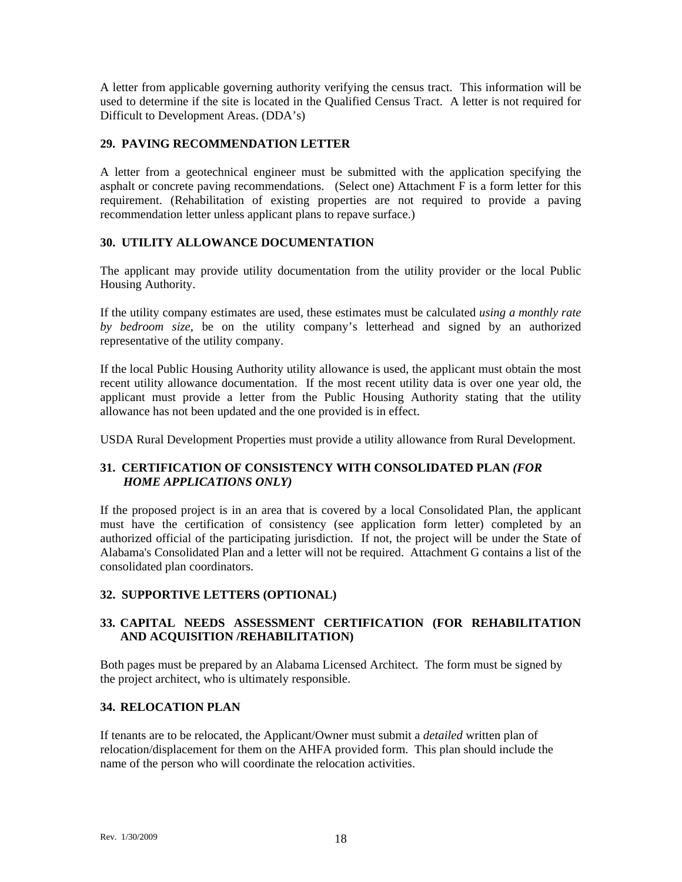A letter from applicable governing authority verifying the census tract. This information will be used to determine if the site is located in the Qualified Census Tract. A letter is not required for Difficult to Development Areas. (DDA's)

### 29. PAVING RECOMMENDATION LETTER

A letter from a geotechnical engineer must be submitted with the application specifying the asphalt or concrete paving recommendations. (Select one) Attachment F is a form letter for this requirement. (Rehabilitation of existing properties are not required to provide a paving recommendation letter unless applicant plans to repave surface.)

### 30. UTILITY ALLOWANCE DOCUMENTATION

The applicant may provide utility documentation from the utility provider or the local Public Housing Authority.

If the utility company estimates are used, these estimates must be calculated *using a monthly rate by bedroom size*, be on the utility company's letterhead and signed by an authorized representative of the utility company.

If the local Public Housing Authority utility allowance is used, the applicant must obtain the most recent utility allowance documentation. If the most recent utility data is over one year old, the applicant must provide a letter from the Public Housing Authority stating that the utility allowance has not been updated and the one provided is in effect.

USDA Rural Development Properties must provide a utility allowance from Rural Development.

### 31. CERTIFICATION OF CONSISTENCY WITH CONSOLIDATED PLAN *(FOR HOME APPLICATIONS ONLY)*

If the proposed project is in an area that is covered by a local Consolidated Plan, the applicant must have the certification of consistency (see application form letter) completed by an authorized official of the participating jurisdiction. If not, the project will be under the State of Alabama's Consolidated Plan and a letter will not be required. Attachment G contains a list of the consolidated plan coordinators.

### 32. SUPPORTIVE LETTERS (OPTIONAL)

### 33. CAPITAL NEEDS ASSESSMENT CERTIFICATION (FOR REHABILITATION AND ACQUISITION /REHABILITATION)

Both pages must be prepared by an Alabama Licensed Architect. The form must be signed by the project architect, who is ultimately responsible.

### 34. RELOCATION PLAN

If tenants are to be relocated, the Applicant/Owner must submit a *detailed* written plan of relocation/displacement for them on the AHFA provided form. This plan should include the name of the person who will coordinate the relocation activities.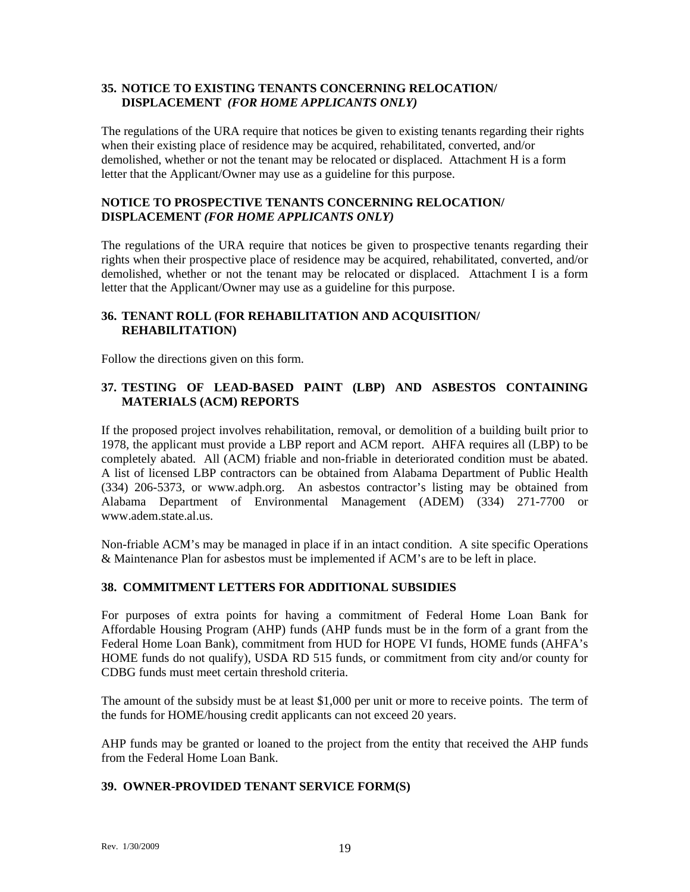### 35. NOTICE TO EXISTING TENANTS CONCERNING RELOCATION/ DISPLACEMENT *(FOR HOME APPLICANTS ONLY)*

The regulations of the URA require that notices be given to existing tenants regarding their rights when their existing place of residence may be acquired, rehabilitated, converted, and/or demolished, whether or not the tenant may be relocated or displaced. Attachment H is a form letter that the Applicant/Owner may use as a guideline for this purpose.

### NOTICE TO PROSPECTIVE TENANTS CONCERNING RELOCATION/ DISPLACEMENT *(FOR HOME APPLICANTS ONLY)*

The regulations of the URA require that notices be given to prospective tenants regarding their rights when their prospective place of residence may be acquired, rehabilitated, converted, and/or demolished, whether or not the tenant may be relocated or displaced. Attachment I is a form letter that the Applicant/Owner may use as a guideline for this purpose.

### 36. TENANT ROLL (FOR REHABILITATION AND ACQUISITION/ REHABILITATION)

Follow the directions given on this form.

### 37. TESTING OF LEAD-BASED PAINT (LBP) AND ASBESTOS CONTAINING MATERIALS (ACM) REPORTS

If the proposed project involves rehabilitation, removal, or demolition of a building built prior to 1978, the applicant must provide a LBP report and ACM report. AHFA requires all (LBP) to be completely abated. All (ACM) friable and non-friable in deteriorated condition must be abated. A list of licensed LBP contractors can be obtained from Alabama Department of Public Health (334) 206-5373, or www.adph.org. An asbestos contractor's listing may be obtained from Alabama Department of Environmental Management (ADEM) (334) 271-7700 or www.adem.state.al.us.

Non-friable ACM's may be managed in place if in an intact condition. A site specific Operations & Maintenance Plan for asbestos must be implemented if ACM's are to be left in place.

### 38. COMMITMENT LETTERS FOR ADDITIONAL SUBSIDIES

For purposes of extra points for having a commitment of Federal Home Loan Bank for Affordable Housing Program (AHP) funds (AHP funds must be in the form of a grant from the Federal Home Loan Bank), commitment from HUD for HOPE VI funds, HOME funds (AHFA's HOME funds do not qualify), USDA RD 515 funds, or commitment from city and/or county for CDBG funds must meet certain threshold criteria.

The amount of the subsidy must be at least $1,000 per unit or more to receive points. The term of the funds for HOME/housing credit applicants can not exceed 20 years.

AHP funds may be granted or loaned to the project from the entity that received the AHP funds from the Federal Home Loan Bank.

### 39. OWNER-PROVIDED TENANT SERVICE FORM(S)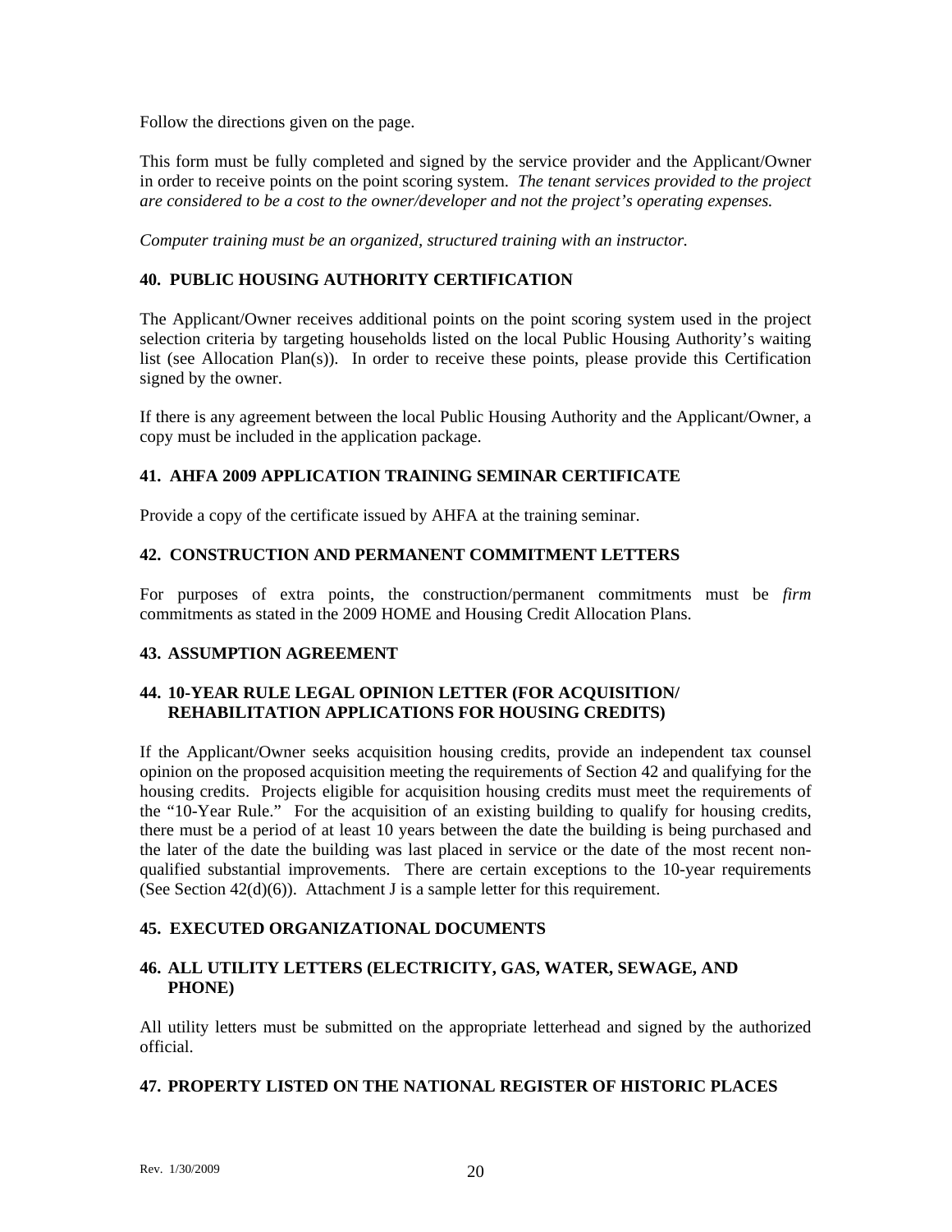Follow the directions given on the page.

This form must be fully completed and signed by the service provider and the Applicant/Owner in order to receive points on the point scoring system. *The tenant services provided to the project are considered to be a cost to the owner/developer and not the project's operating expenses.*

*Computer training must be an organized, structured training with an instructor.*

### 40. PUBLIC HOUSING AUTHORITY CERTIFICATION

The Applicant/Owner receives additional points on the point scoring system used in the project selection criteria by targeting households listed on the local Public Housing Authority's waiting list (see Allocation Plan(s)). In order to receive these points, please provide this Certification signed by the owner.

If there is any agreement between the local Public Housing Authority and the Applicant/Owner, a copy must be included in the application package.

### 41. AHFA 2009 APPLICATION TRAINING SEMINAR CERTIFICATE

Provide a copy of the certificate issued by AHFA at the training seminar.

### 42. CONSTRUCTION AND PERMANENT COMMITMENT LETTERS

For purposes of extra points, the construction/permanent commitments must be *firm* commitments as stated in the 2009 HOME and Housing Credit Allocation Plans.

### 43. ASSUMPTION AGREEMENT

### 44. 10-YEAR RULE LEGAL OPINION LETTER (FOR ACQUISITION/ REHABILITATION APPLICATIONS FOR HOUSING CREDITS)

If the Applicant/Owner seeks acquisition housing credits, provide an independent tax counsel opinion on the proposed acquisition meeting the requirements of Section 42 and qualifying for the housing credits. Projects eligible for acquisition housing credits must meet the requirements of the "10-Year Rule." For the acquisition of an existing building to qualify for housing credits, there must be a period of at least 10 years between the date the building is being purchased and the later of the date the building was last placed in service or the date of the most recent non-qualified substantial improvements. There are certain exceptions to the 10-year requirements (See Section 42(d)(6)). Attachment J is a sample letter for this requirement.

### 45. EXECUTED ORGANIZATIONAL DOCUMENTS

### 46. ALL UTILITY LETTERS (ELECTRICITY, GAS, WATER, SEWAGE, AND PHONE)

All utility letters must be submitted on the appropriate letterhead and signed by the authorized official.

### 47. PROPERTY LISTED ON THE NATIONAL REGISTER OF HISTORIC PLACES

Rev. 1/30/2009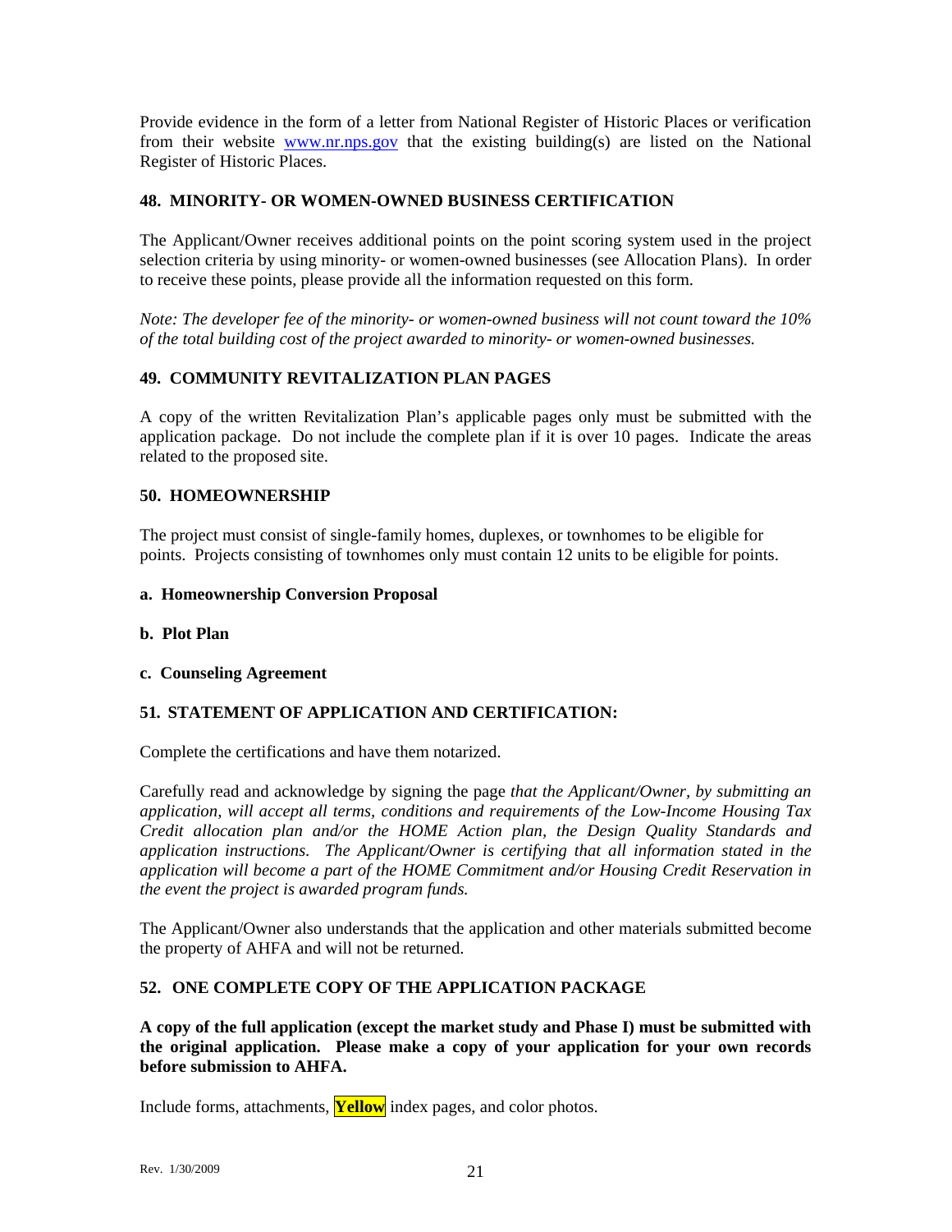Provide evidence in the form of a letter from National Register of Historic Places or verification from their website [www.nr.nps.gov](http://www.nr.nps.gov) that the existing building(s) are listed on the National Register of Historic Places.

### 48. MINORITY- OR WOMEN-OWNED BUSINESS CERTIFICATION

The Applicant/Owner receives additional points on the point scoring system used in the project selection criteria by using minority- or women-owned businesses (see Allocation Plans). In order to receive these points, please provide all the information requested on this form.

*Note: The developer fee of the minority- or women-owned business will not count toward the 10% of the total building cost of the project awarded to minority- or women-owned businesses.*

### 49. COMMUNITY REVITALIZATION PLAN PAGES

A copy of the written Revitalization Plan's applicable pages only must be submitted with the application package. Do not include the complete plan if it is over 10 pages. Indicate the areas related to the proposed site.

### 50. HOMEOWNERSHIP

The project must consist of single-family homes, duplexes, or townhomes to be eligible for points. Projects consisting of townhomes only must contain 12 units to be eligible for points.

**a. Homeownership Conversion Proposal**

**b. Plot Plan**

**c. Counseling Agreement**

### 51. STATEMENT OF APPLICATION AND CERTIFICATION:

Complete the certifications and have them notarized.

Carefully read and acknowledge by signing the page *that the Applicant/Owner, by submitting an application, will accept all terms, conditions and requirements of the Low-Income Housing Tax Credit allocation plan and/or the HOME Action plan, the Design Quality Standards and application instructions. The Applicant/Owner is certifying that all information stated in the application will become a part of the HOME Commitment and/or Housing Credit Reservation in the event the project is awarded program funds.*

The Applicant/Owner also understands that the application and other materials submitted become the property of AHFA and will not be returned.

### 52. ONE COMPLETE COPY OF THE APPLICATION PACKAGE

**A copy of the full application (except the market study and Phase I) must be submitted with the original application. Please make a copy of your application for your own records before submission to AHFA.**

Include forms, attachments, **Yellow** index pages, and color photos.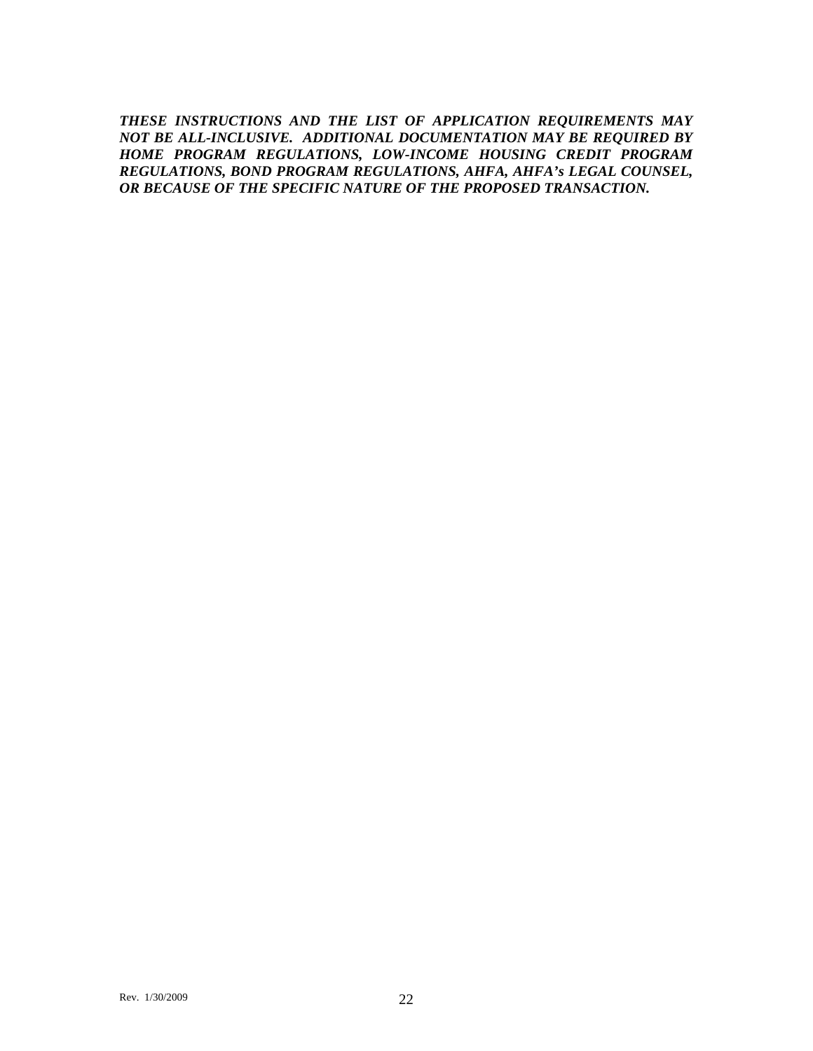***THESE INSTRUCTIONS AND THE LIST OF APPLICATION REQUIREMENTS MAY NOT BE ALL-INCLUSIVE. ADDITIONAL DOCUMENTATION MAY BE REQUIRED BY HOME PROGRAM REGULATIONS, LOW-INCOME HOUSING CREDIT PROGRAM REGULATIONS, BOND PROGRAM REGULATIONS, AHFA, AHFA's LEGAL COUNSEL, OR BECAUSE OF THE SPECIFIC NATURE OF THE PROPOSED TRANSACTION.***